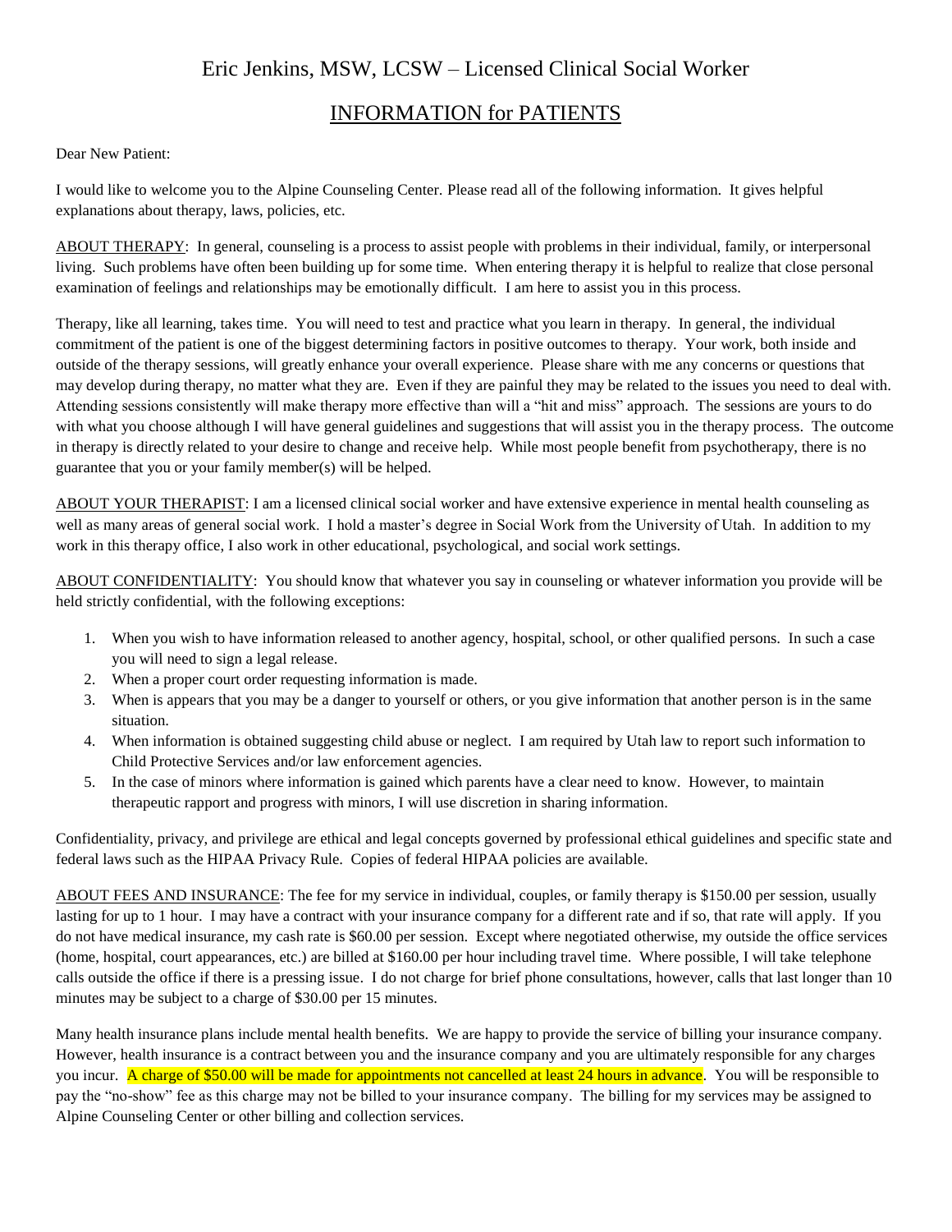# Eric Jenkins, MSW, LCSW – Licensed Clinical Social Worker

## INFORMATION for PATIENTS

Dear New Patient:

I would like to welcome you to the Alpine Counseling Center. Please read all of the following information. It gives helpful explanations about therapy, laws, policies, etc.

ABOUT THERAPY: In general, counseling is a process to assist people with problems in their individual, family, or interpersonal living. Such problems have often been building up for some time. When entering therapy it is helpful to realize that close personal examination of feelings and relationships may be emotionally difficult. I am here to assist you in this process.

Therapy, like all learning, takes time. You will need to test and practice what you learn in therapy. In general, the individual commitment of the patient is one of the biggest determining factors in positive outcomes to therapy. Your work, both inside and outside of the therapy sessions, will greatly enhance your overall experience. Please share with me any concerns or questions that may develop during therapy, no matter what they are. Even if they are painful they may be related to the issues you need to deal with. Attending sessions consistently will make therapy more effective than will a "hit and miss" approach. The sessions are yours to do with what you choose although I will have general guidelines and suggestions that will assist you in the therapy process. The outcome in therapy is directly related to your desire to change and receive help. While most people benefit from psychotherapy, there is no guarantee that you or your family member(s) will be helped.

ABOUT YOUR THERAPIST: I am a licensed clinical social worker and have extensive experience in mental health counseling as well as many areas of general social work. I hold a master's degree in Social Work from the University of Utah. In addition to my work in this therapy office, I also work in other educational, psychological, and social work settings.

ABOUT CONFIDENTIALITY: You should know that whatever you say in counseling or whatever information you provide will be held strictly confidential, with the following exceptions:

1. When you wish to have information released to another agency, hospital, school, or other qualified persons. In such a case you will need to sign a legal release.
2. When a proper court order requesting information is made.
3. When is appears that you may be a danger to yourself or others, or you give information that another person is in the same situation.
4. When information is obtained suggesting child abuse or neglect. I am required by Utah law to report such information to Child Protective Services and/or law enforcement agencies.
5. In the case of minors where information is gained which parents have a clear need to know. However, to maintain therapeutic rapport and progress with minors, I will use discretion in sharing information.

Confidentiality, privacy, and privilege are ethical and legal concepts governed by professional ethical guidelines and specific state and federal laws such as the HIPAA Privacy Rule. Copies of federal HIPAA policies are available.

ABOUT FEES AND INSURANCE: The fee for my service in individual, couples, or family therapy is $150.00 per session, usually lasting for up to 1 hour. I may have a contract with your insurance company for a different rate and if so, that rate will apply. If you do not have medical insurance, my cash rate is $60.00 per session. Except where negotiated otherwise, my outside the office services (home, hospital, court appearances, etc.) are billed at $160.00 per hour including travel time. Where possible, I will take telephone calls outside the office if there is a pressing issue. I do not charge for brief phone consultations, however, calls that last longer than 10 minutes may be subject to a charge of $30.00 per 15 minutes.

Many health insurance plans include mental health benefits. We are happy to provide the service of billing your insurance company. However, health insurance is a contract between you and the insurance company and you are ultimately responsible for any charges you incur. A charge of $50.00 will be made for appointments not cancelled at least 24 hours in advance. You will be responsible to pay the "no-show" fee as this charge may not be billed to your insurance company. The billing for my services may be assigned to Alpine Counseling Center or other billing and collection services.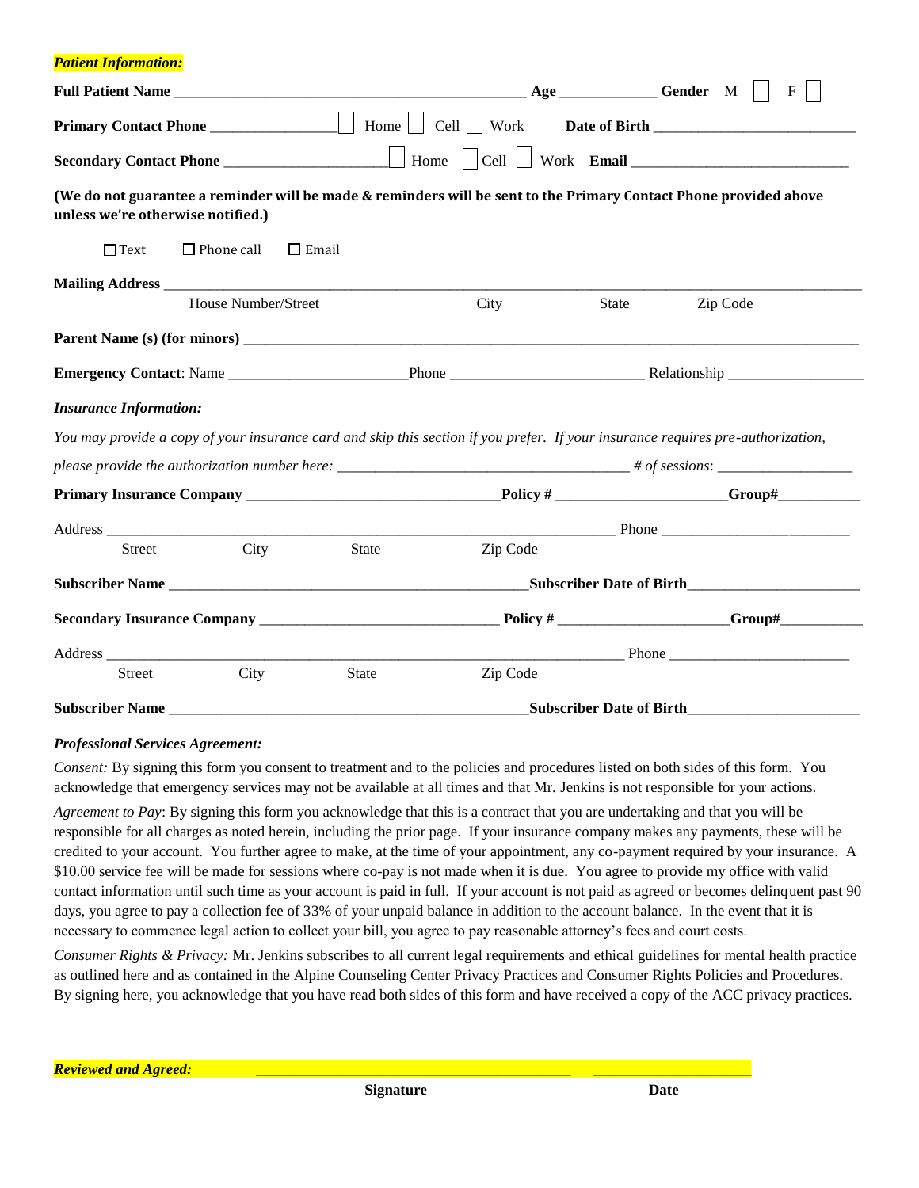***Patient Information:***

**Full Patient Name** ______________________________________________ **Age** ____________ **Gender** M ☐ F ☐

**Primary Contact Phone** ________________ ☐ Home ☐ Cell ☐ Work **Date of Birth** __________________________

**Secondary Contact Phone** ____________________ ☐ Home ☐ Cell ☐ Work **Email** ____________________________

**(We do not guarantee a reminder will be made & reminders will be sent to the Primary Contact Phone provided above unless we're otherwise notified.)**

☐ Text ☐ Phone call ☐ Email

**Mailing Address** ____________________________________________________________________________________

House Number/Street City State Zip Code

**Parent Name (s) (for minors)** ________________________________________________________________________

**Emergency Contact**: Name ______________________Phone ________________________ Relationship _________________

***Insurance Information:***

*You may provide a copy of your insurance card and skip this section if you prefer. If your insurance requires pre-authorization, please provide the authorization number here:* _____________________________________ *# of sessions*: _________________

**Primary Insurance Company** ________________________________**Policy #** _____________________**Group#**__________

Address _________________________________________________________________ Phone ________________________

Street City State Zip Code

**Subscriber Name** _______________________________________________**Subscriber Date of Birth**______________________

**Secondary Insurance Company** ______________________________ **Policy #** _____________________**Group#**__________

Address __________________________________________________________________ Phone _______________________

Street City State Zip Code

**Subscriber Name** _______________________________________________**Subscriber Date of Birth**______________________

***Professional Services Agreement:***

*Consent:* By signing this form you consent to treatment and to the policies and procedures listed on both sides of this form. You acknowledge that emergency services may not be available at all times and that Mr. Jenkins is not responsible for your actions.

*Agreement to Pay*: By signing this form you acknowledge that this is a contract that you are undertaking and that you will be responsible for all charges as noted herein, including the prior page. If your insurance company makes any payments, these will be credited to your account. You further agree to make, at the time of your appointment, any co-payment required by your insurance. A $10.00 service fee will be made for sessions where co-pay is not made when it is due. You agree to provide my office with valid contact information until such time as your account is paid in full. If your account is not paid as agreed or becomes delinquent past 90 days, you agree to pay a collection fee of 33% of your unpaid balance in addition to the account balance. In the event that it is necessary to commence legal action to collect your bill, you agree to pay reasonable attorney's fees and court costs.

*Consumer Rights & Privacy:* Mr. Jenkins subscribes to all current legal requirements and ethical guidelines for mental health practice as outlined here and as contained in the Alpine Counseling Center Privacy Practices and Consumer Rights Policies and Procedures. By signing here, you acknowledge that you have read both sides of this form and have received a copy of the ACC privacy practices.

***Reviewed and Agreed:*** ________________________________________ ____________________

**Signature** **Date**